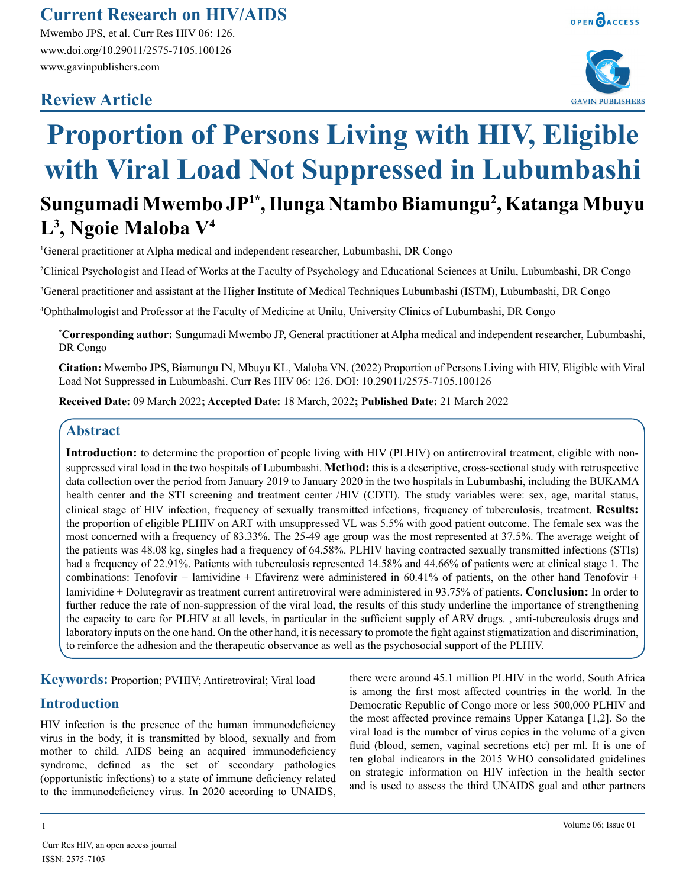# Proportion of Persons Living with HIV, Eligible with Viral Load Not Suppressed in Lubumbashi

## Review Article

**Sungumadi Mwembo JP[1*], Ilunga Ntambo Biamungu[2], Katanga Mbuyu L[3], Ngoie Maloba V[4]**

[1]General practitioner at Alpha medical and independent researcher, Lubumbashi, DR Congo

[2]Clinical Psychologist and Head of Works at the Faculty of Psychology and Educational Sciences at Unilu, Lubumbashi, DR Congo

[3]General practitioner and assistant at the Higher Institute of Medical Techniques Lubumbashi (ISTM), Lubumbashi, DR Congo

[4]Ophthalmologist and Professor at the Faculty of Medicine at Unilu, University Clinics of Lubumbashi, DR Congo

[*]**Corresponding author:** Sungumadi Mwembo JP, General practitioner at Alpha medical and independent researcher, Lubumbashi, DR Congo

**Citation:** Mwembo JPS, Biamungu IN, Mbuyu KL, Maloba VN. (2022) Proportion of Persons Living with HIV, Eligible with Viral Load Not Suppressed in Lubumbashi. Curr Res HIV 06: 126. DOI: 10.29011/2575-7105.100126

**Received Date:** 09 March 2022**; Accepted Date:** 18 March, 2022**; Published Date:** 21 March 2022

## Abstract

**Introduction:** to determine the proportion of people living with HIV (PLHIV) on antiretroviral treatment, eligible with non-suppressed viral load in the two hospitals of Lubumbashi. **Method:** this is a descriptive, cross-sectional study with retrospective data collection over the period from January 2019 to January 2020 in the two hospitals in Lubumbashi, including the BUKAMA health center and the STI screening and treatment center /HIV (CDTI). The study variables were: sex, age, marital status, clinical stage of HIV infection, frequency of sexually transmitted infections, frequency of tuberculosis, treatment. **Results:** the proportion of eligible PLHIV on ART with unsuppressed VL was 5.5% with good patient outcome. The female sex was the most concerned with a frequency of 83.33%. The 25-49 age group was the most represented at 37.5%. The average weight of the patients was 48.08 kg, singles had a frequency of 64.58%. PLHIV having contracted sexually transmitted infections (STIs) had a frequency of 22.91%. Patients with tuberculosis represented 14.58% and 44.66% of patients were at clinical stage 1. The combinations: Tenofovir + lamividine + Efavirenz were administered in 60.41% of patients, on the other hand Tenofovir + lamividine + Dolutegravir as treatment current antiretroviral were administered in 93.75% of patients. **Conclusion:** In order to further reduce the rate of non-suppression of the viral load, the results of this study underline the importance of strengthening the capacity to care for PLHIV at all levels, in particular in the sufficient supply of ARV drugs. , anti-tuberculosis drugs and laboratory inputs on the one hand. On the other hand, it is necessary to promote the fight against stigmatization and discrimination, to reinforce the adhesion and the therapeutic observance as well as the psychosocial support of the PLHIV.

**Keywords:** Proportion; PVHIV; Antiretroviral; Viral load

## Introduction

HIV infection is the presence of the human immunodeficiency virus in the body, it is transmitted by blood, sexually and from mother to child. AIDS being an acquired immunodeficiency syndrome, defined as the set of secondary pathologies (opportunistic infections) to a state of immune deficiency related to the immunodeficiency virus. In 2020 according to UNAIDS, there were around 45.1 million PLHIV in the world, South Africa is among the first most affected countries in the world. In the Democratic Republic of Congo more or less 500,000 PLHIV and the most affected province remains Upper Katanga [1,2]. So the viral load is the number of virus copies in the volume of a given fluid (blood, semen, vaginal secretions etc) per ml. It is one of ten global indicators in the 2015 WHO consolidated guidelines on strategic information on HIV infection in the health sector and is used to assess the third UNAIDS goal and other partners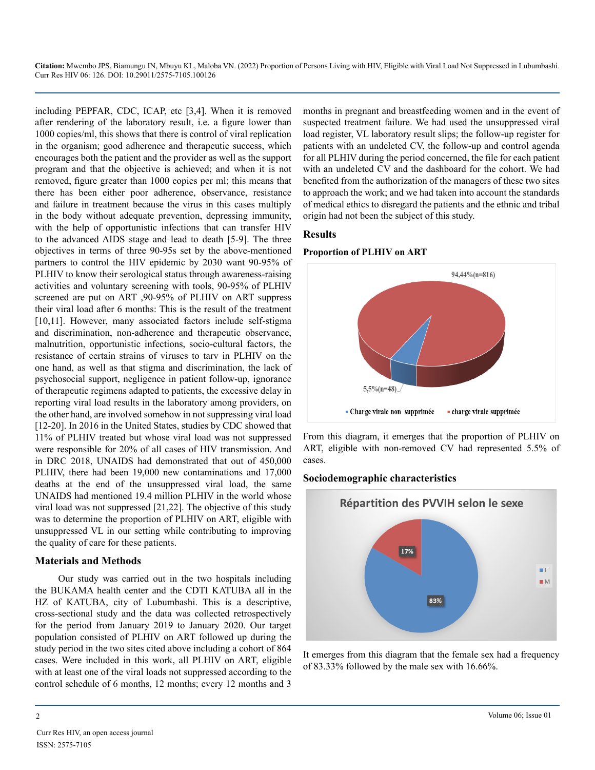including PEPFAR, CDC, ICAP, etc [3,4]. When it is removed after rendering of the laboratory result, i.e. a figure lower than 1000 copies/ml, this shows that there is control of viral replication in the organism; good adherence and therapeutic success, which encourages both the patient and the provider as well as the support program and that the objective is achieved; and when it is not removed, figure greater than 1000 copies per ml; this means that there has been either poor adherence, observance, resistance and failure in treatment because the virus in this cases multiply in the body without adequate prevention, depressing immunity, with the help of opportunistic infections that can transfer HIV to the advanced AIDS stage and lead to death [5-9]. The three objectives in terms of three 90-95s set by the above-mentioned partners to control the HIV epidemic by 2030 want 90-95% of PLHIV to know their serological status through awareness-raising activities and voluntary screening with tools, 90-95% of PLHIV screened are put on ART ,90-95% of PLHIV on ART suppress their viral load after 6 months: This is the result of the treatment [10,11]. However, many associated factors include self-stigma and discrimination, non-adherence and therapeutic observance, malnutrition, opportunistic infections, socio-cultural factors, the resistance of certain strains of viruses to tarv in PLHIV on the one hand, as well as that stigma and discrimination, the lack of psychosocial support, negligence in patient follow-up, ignorance of therapeutic regimens adapted to patients, the excessive delay in reporting viral load results in the laboratory among providers, on the other hand, are involved somehow in not suppressing viral load [12-20]. In 2016 in the United States, studies by CDC showed that 11% of PLHIV treated but whose viral load was not suppressed were responsible for 20% of all cases of HIV transmission. And in DRC 2018, UNAIDS had demonstrated that out of 450,000 PLHIV, there had been 19,000 new contaminations and 17,000 deaths at the end of the unsuppressed viral load, the same UNAIDS had mentioned 19.4 million PLHIV in the world whose viral load was not suppressed [21,22]. The objective of this study was to determine the proportion of PLHIV on ART, eligible with unsuppressed VL in our setting while contributing to improving the quality of care for these patients.

## Materials and Methods

Our study was carried out in the two hospitals including the BUKAMA health center and the CDTI KATUBA all in the HZ of KATUBA, city of Lubumbashi. This is a descriptive, cross-sectional study and the data was collected retrospectively for the period from January 2019 to January 2020. Our target population consisted of PLHIV on ART followed up during the study period in the two sites cited above including a cohort of 864 cases. Were included in this work, all PLHIV on ART, eligible with at least one of the viral loads not suppressed according to the control schedule of 6 months, 12 months; every 12 months and 3 months in pregnant and breastfeeding women and in the event of suspected treatment failure. We had used the unsuppressed viral load register, VL laboratory result slips; the follow-up register for patients with an undeleted CV, the follow-up and control agenda for all PLHIV during the period concerned, the file for each patient with an undeleted CV and the dashboard for the cohort. We had benefited from the authorization of the managers of these two sites to approach the work; and we had taken into account the standards of medical ethics to disregard the patients and the ethnic and tribal origin had not been the subject of this study.

## Results

### Proportion of PLHIV on ART

94,44%(n=816)

5,5%(n=48)

Charge virale non supprimée | charge virale supprimée

From this diagram, it emerges that the proportion of PLHIV on ART, eligible with non-removed CV had represented 5.5% of cases.

### Sociodemographic characteristics

Répartition des PVVIH selon le sexe

17%

83%

F | M

It emerges from this diagram that the female sex had a frequency of 83.33% followed by the male sex with 16.66%.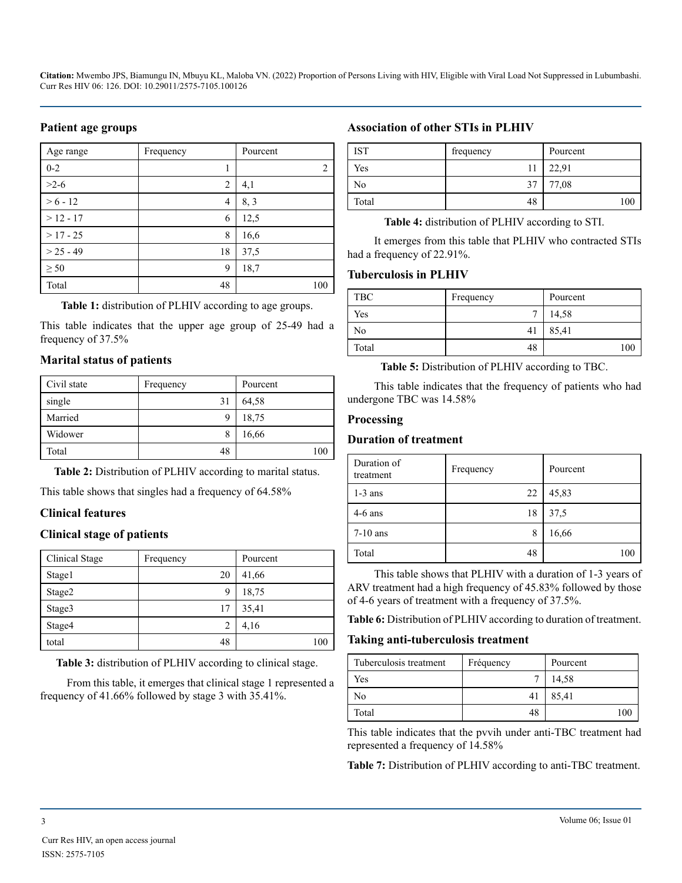## Patient age groups

| Age range | Frequency | Pourcent |
|---|---|---|
| 0-2 | 1 | 2 |
| >2-6 | 2 | 4,1 |
| > 6 - 12 | 4 | 8, 3 |
| > 12 - 17 | 6 | 12,5 |
| > 17 - 25 | 8 | 16,6 |
| > 25 - 49 | 18 | 37,5 |
| ≥ 50 | 9 | 18,7 |
| Total | 48 | 100 |

**Table 1:** distribution of PLHIV according to age groups.

This table indicates that the upper age group of 25-49 had a frequency of 37.5%

## Marital status of patients

| Civil state | Frequency | Pourcent |
|---|---|---|
| single | 31 | 64,58 |
| Married | 9 | 18,75 |
| Widower | 8 | 16,66 |
| Total | 48 | 100 |

**Table 2:** Distribution of PLHIV according to marital status.

This table shows that singles had a frequency of 64.58%

## Clinical features

## Clinical stage of patients

| Clinical Stage | Frequency | Pourcent |
|---|---|---|
| Stage1 | 20 | 41,66 |
| Stage2 | 9 | 18,75 |
| Stage3 | 17 | 35,41 |
| Stage4 | 2 | 4,16 |
| total | 48 | 100 |

**Table 3:** distribution of PLHIV according to clinical stage.

From this table, it emerges that clinical stage 1 represented a frequency of 41.66% followed by stage 3 with 35.41%.

## Association of other STIs in PLHIV

| IST | frequency | Pourcent |
|---|---|---|
| Yes | 11 | 22,91 |
| No | 37 | 77,08 |
| Total | 48 | 100 |

**Table 4:** distribution of PLHIV according to STI.

It emerges from this table that PLHIV who contracted STIs had a frequency of 22.91%.

## Tuberculosis in PLHIV

| TBC | Frequency | Pourcent |
|---|---|---|
| Yes | 7 | 14,58 |
| No | 41 | 85,41 |
| Total | 48 | 100 |

**Table 5:** Distribution of PLHIV according to TBC.

This table indicates that the frequency of patients who had undergone TBC was 14.58%

## Processing

## Duration of treatment

| Duration of treatment | Frequency | Pourcent |
|---|---|---|
| 1-3 ans | 22 | 45,83 |
| 4-6 ans | 18 | 37,5 |
| 7-10 ans | 8 | 16,66 |
| Total | 48 | 100 |

This table shows that PLHIV with a duration of 1-3 years of ARV treatment had a high frequency of 45.83% followed by those of 4-6 years of treatment with a frequency of 37.5%.

**Table 6:** Distribution of PLHIV according to duration of treatment.

## Taking anti-tuberculosis treatment

| Tuberculosis treatment | Fréquency | Pourcent |
|---|---|---|
| Yes | 7 | 14,58 |
| No | 41 | 85,41 |
| Total | 48 | 100 |

This table indicates that the pvvih under anti-TBC treatment had represented a frequency of 14.58%

**Table 7:** Distribution of PLHIV according to anti-TBC treatment.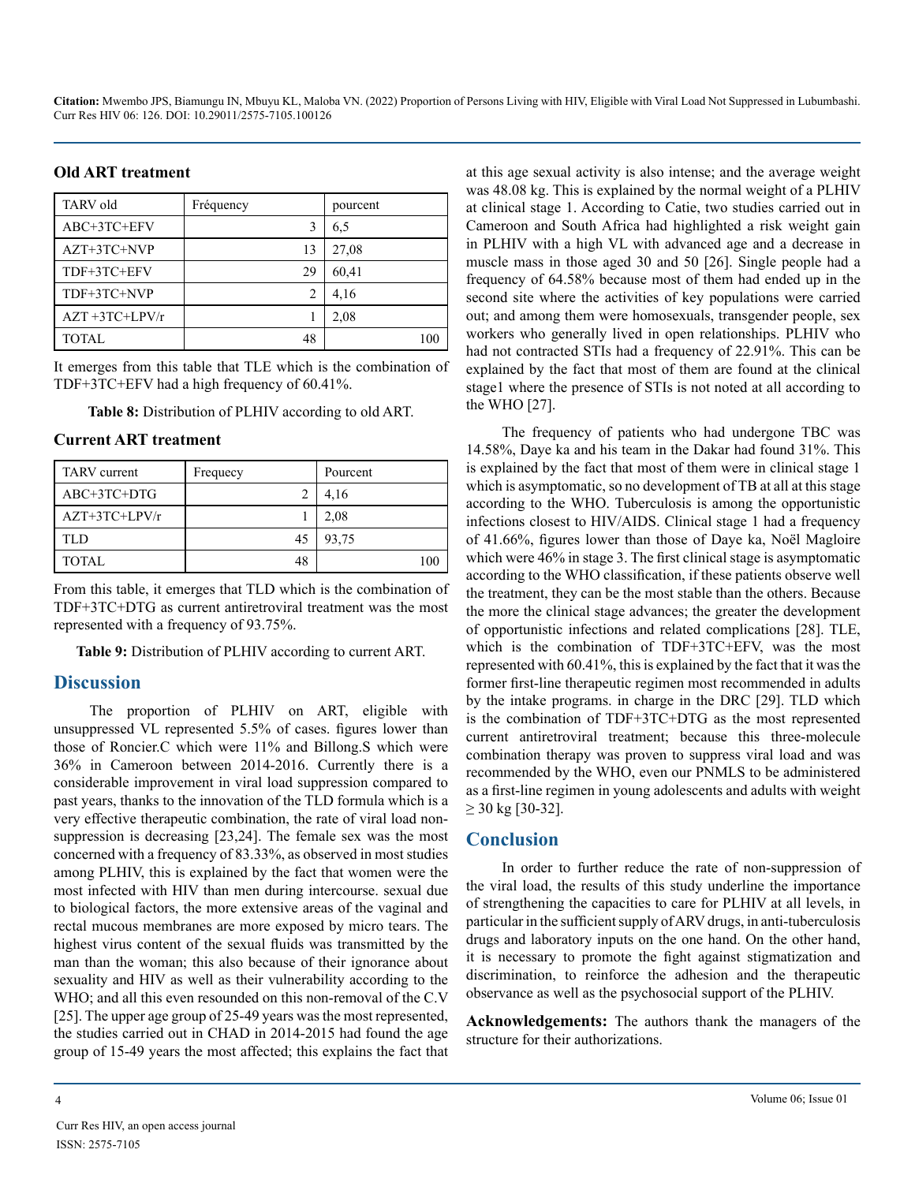### Old ART treatment

| TARV old | Fréquency | pourcent |
|---|---|---|
| ABC+3TC+EFV | 3 | 6,5 |
| AZT+3TC+NVP | 13 | 27,08 |
| TDF+3TC+EFV | 29 | 60,41 |
| TDF+3TC+NVP | 2 | 4,16 |
| AZT +3TC+LPV/r | 1 | 2,08 |
| TOTAL | 48 | 100 |

It emerges from this table that TLE which is the combination of TDF+3TC+EFV had a high frequency of 60.41%.

**Table 8:** Distribution of PLHIV according to old ART.

### Current ART treatment

| TARV current | Frequecy | Pourcent |
|---|---|---|
| ABC+3TC+DTG | 2 | 4,16 |
| AZT+3TC+LPV/r | 1 | 2,08 |
| TLD | 45 | 93,75 |
| TOTAL | 48 | 100 |

From this table, it emerges that TLD which is the combination of TDF+3TC+DTG as current antiretroviral treatment was the most represented with a frequency of 93.75%.

**Table 9:** Distribution of PLHIV according to current ART.

## Discussion

The proportion of PLHIV on ART, eligible with unsuppressed VL represented 5.5% of cases. figures lower than those of Roncier.C which were 11% and Billong.S which were 36% in Cameroon between 2014-2016. Currently there is a considerable improvement in viral load suppression compared to past years, thanks to the innovation of the TLD formula which is a very effective therapeutic combination, the rate of viral load non-suppression is decreasing [23,24]. The female sex was the most concerned with a frequency of 83.33%, as observed in most studies among PLHIV, this is explained by the fact that women were the most infected with HIV than men during intercourse. sexual due to biological factors, the more extensive areas of the vaginal and rectal mucous membranes are more exposed by micro tears. The highest virus content of the sexual fluids was transmitted by the man than the woman; this also because of their ignorance about sexuality and HIV as well as their vulnerability according to the WHO; and all this even resounded on this non-removal of the C.V [25]. The upper age group of 25-49 years was the most represented, the studies carried out in CHAD in 2014-2015 had found the age group of 15-49 years the most affected; this explains the fact that at this age sexual activity is also intense; and the average weight was 48.08 kg. This is explained by the normal weight of a PLHIV at clinical stage 1. According to Catie, two studies carried out in Cameroon and South Africa had highlighted a risk weight gain in PLHIV with a high VL with advanced age and a decrease in muscle mass in those aged 30 and 50 [26]. Single people had a frequency of 64.58% because most of them had ended up in the second site where the activities of key populations were carried out; and among them were homosexuals, transgender people, sex workers who generally lived in open relationships. PLHIV who had not contracted STIs had a frequency of 22.91%. This can be explained by the fact that most of them are found at the clinical stage1 where the presence of STIs is not noted at all according to the WHO [27].

The frequency of patients who had undergone TBC was 14.58%, Daye ka and his team in the Dakar had found 31%. This is explained by the fact that most of them were in clinical stage 1 which is asymptomatic, so no development of TB at all at this stage according to the WHO. Tuberculosis is among the opportunistic infections closest to HIV/AIDS. Clinical stage 1 had a frequency of 41.66%, figures lower than those of Daye ka, Noël Magloire which were 46% in stage 3. The first clinical stage is asymptomatic according to the WHO classification, if these patients observe well the treatment, they can be the most stable than the others. Because the more the clinical stage advances; the greater the development of opportunistic infections and related complications [28]. TLE, which is the combination of TDF+3TC+EFV, was the most represented with 60.41%, this is explained by the fact that it was the former first-line therapeutic regimen most recommended in adults by the intake programs. in charge in the DRC [29]. TLD which is the combination of TDF+3TC+DTG as the most represented current antiretroviral treatment; because this three-molecule combination therapy was proven to suppress viral load and was recommended by the WHO, even our PNMLS to be administered as a first-line regimen in young adolescents and adults with weight ≥ 30 kg [30-32].

## Conclusion

In order to further reduce the rate of non-suppression of the viral load, the results of this study underline the importance of strengthening the capacities to care for PLHIV at all levels, in particular in the sufficient supply of ARV drugs, in anti-tuberculosis drugs and laboratory inputs on the one hand. On the other hand, it is necessary to promote the fight against stigmatization and discrimination, to reinforce the adhesion and the therapeutic observance as well as the psychosocial support of the PLHIV.

**Acknowledgements:** The authors thank the managers of the structure for their authorizations.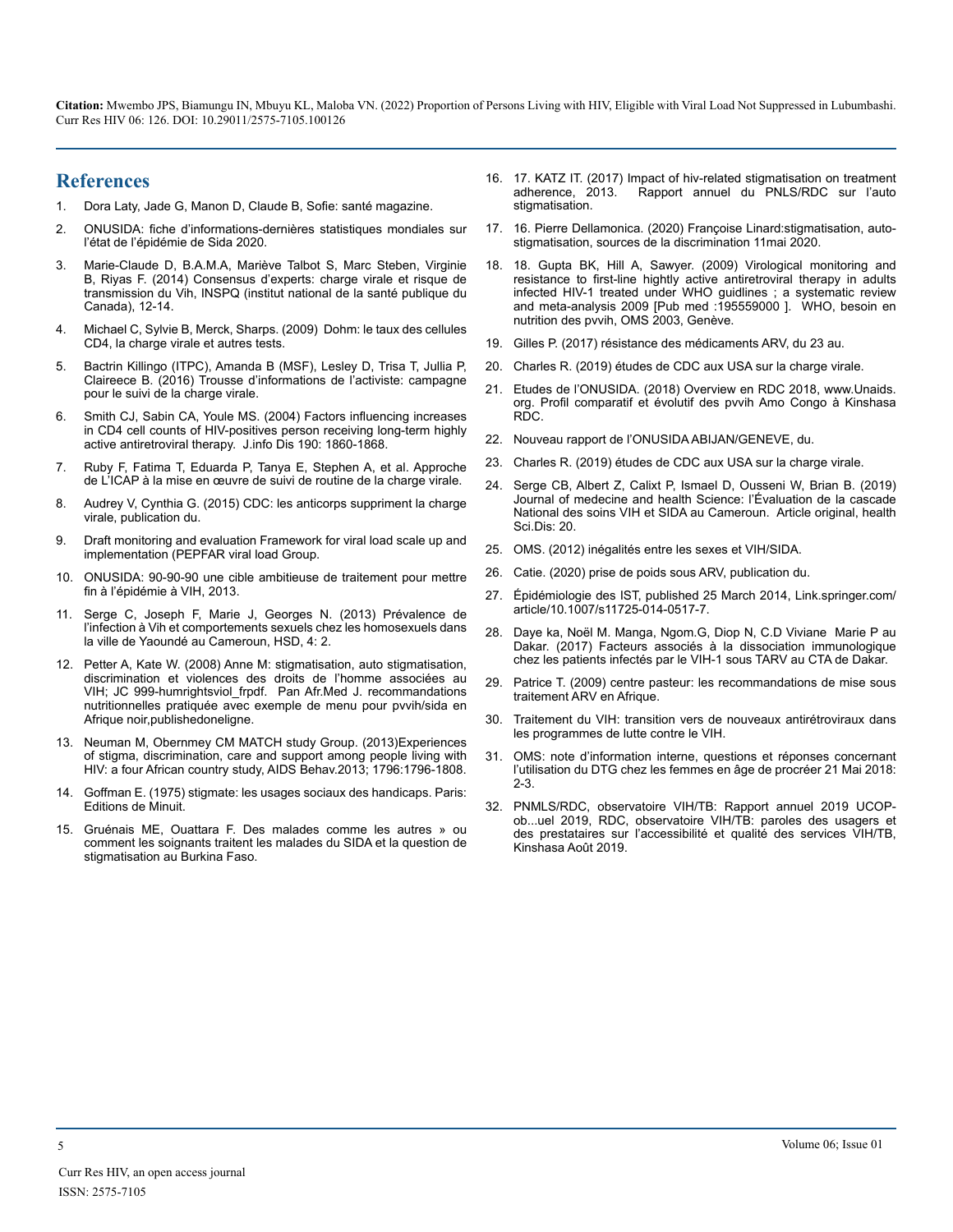## References

1. Dora Laty, Jade G, Manon D, Claude B, Sofie: santé magazine.

2. ONUSIDA: fiche d'informations-dernières statistiques mondiales sur l'état de l'épidémie de Sida 2020.

3. Marie-Claude D, B.A.M.A, Mariève Talbot S, Marc Steben, Virginie B, Riyas F. (2014) Consensus d'experts: charge virale et risque de transmission du Vih, INSPQ (institut national de la santé publique du Canada), 12-14.

4. Michael C, Sylvie B, Merck, Sharps. (2009) Dohm: le taux des cellules CD4, la charge virale et autres tests.

5. Bactrin Killingo (ITPC), Amanda B (MSF), Lesley D, Trisa T, Jullia P, Claireece B. (2016) Trousse d'informations de l'activiste: campagne pour le suivi de la charge virale.

6. Smith CJ, Sabin CA, Youle MS. (2004) Factors influencing increases in CD4 cell counts of HIV-positives person receiving long-term highly active antiretroviral therapy. J.info Dis 190: 1860-1868.

7. Ruby F, Fatima T, Eduarda P, Tanya E, Stephen A, et al. Approche de L'ICAP à la mise en œuvre de suivi de routine de la charge virale.

8. Audrey V, Cynthia G. (2015) CDC: les anticorps suppriment la charge virale, publication du.

9. Draft monitoring and evaluation Framework for viral load scale up and implementation (PEPFAR viral load Group.

10. ONUSIDA: 90-90-90 une cible ambitieuse de traitement pour mettre fin à l'épidémie à VIH, 2013.

11. Serge C, Joseph F, Marie J, Georges N. (2013) Prévalence de l'infection à Vih et comportements sexuels chez les homosexuels dans la ville de Yaoundé au Cameroun, HSD, 4: 2.

12. Petter A, Kate W. (2008) Anne M: stigmatisation, auto stigmatisation, discrimination et violences des droits de l'homme associées au VIH; JC 999-humrightsviol_frpdf. Pan Afr.Med J. recommandations nutritionnelles pratiquée avec exemple de menu pour pvvih/sida en Afrique noir,publishedoneligne.

13. Neuman M, Obernmey CM MATCH study Group. (2013)Experiences of stigma, discrimination, care and support among people living with HIV: a four African country study, AIDS Behav.2013; 1796:1796-1808.

14. Goffman E. (1975) stigmate: les usages sociaux des handicaps. Paris: Editions de Minuit.

15. Gruénais ME, Ouattara F. Des malades comme les autres » ou comment les soignants traitent les malades du SIDA et la question de stigmatisation au Burkina Faso.

16. 17. KATZ IT. (2017) Impact of hiv-related stigmatisation on treatment adherence, 2013. Rapport annuel du PNLS/RDC sur l'auto stigmatisation.

17. 16. Pierre Dellamonica. (2020) Françoise Linard:stigmatisation, auto-stigmatisation, sources de la discrimination 11mai 2020.

18. 18. Gupta BK, Hill A, Sawyer. (2009) Virological monitoring and resistance to first-line hightly active antiretroviral therapy in adults infected HIV-1 treated under WHO guidlines ; a systematic review and meta-analysis 2009 [Pub med :195559000 ]. WHO, besoin en nutrition des pvvih, OMS 2003, Genève.

19. Gilles P. (2017) résistance des médicaments ARV, du 23 au.

20. Charles R. (2019) études de CDC aux USA sur la charge virale.

21. Etudes de l'ONUSIDA. (2018) Overview en RDC 2018, www.Unaids.org. Profil comparatif et évolutif des pvvih Amo Congo à Kinshasa RDC.

22. Nouveau rapport de l'ONUSIDA ABIJAN/GENEVE, du.

23. Charles R. (2019) études de CDC aux USA sur la charge virale.

24. Serge CB, Albert Z, Calixt P, Ismael D, Ousseni W, Brian B. (2019) Journal of medecine and health Science: l'Évaluation de la cascade National des soins VIH et SIDA au Cameroun. Article original, health Sci.Dis: 20.

25. OMS. (2012) inégalités entre les sexes et VIH/SIDA.

26. Catie. (2020) prise de poids sous ARV, publication du.

27. Épidémiologie des IST, published 25 March 2014, Link.springer.com/article/10.1007/s11725-014-0517-7.

28. Daye ka, Noël M. Manga, Ngom.G, Diop N, C.D Viviane Marie P au Dakar. (2017) Facteurs associés à la dissociation immunologique chez les patients infectés par le VIH-1 sous TARV au CTA de Dakar.

29. Patrice T. (2009) centre pasteur: les recommandations de mise sous traitement ARV en Afrique.

30. Traitement du VIH: transition vers de nouveaux antirétroviraux dans les programmes de lutte contre le VIH.

31. OMS: note d'information interne, questions et réponses concernant l'utilisation du DTG chez les femmes en âge de procréer 21 Mai 2018: 2-3.

32. PNMLS/RDC, observatoire VIH/TB: Rapport annuel 2019 UCOP-ob...uel 2019, RDC, observatoire VIH/TB: paroles des usagers et des prestataires sur l'accessibilité et qualité des services VIH/TB, Kinshasa Août 2019.